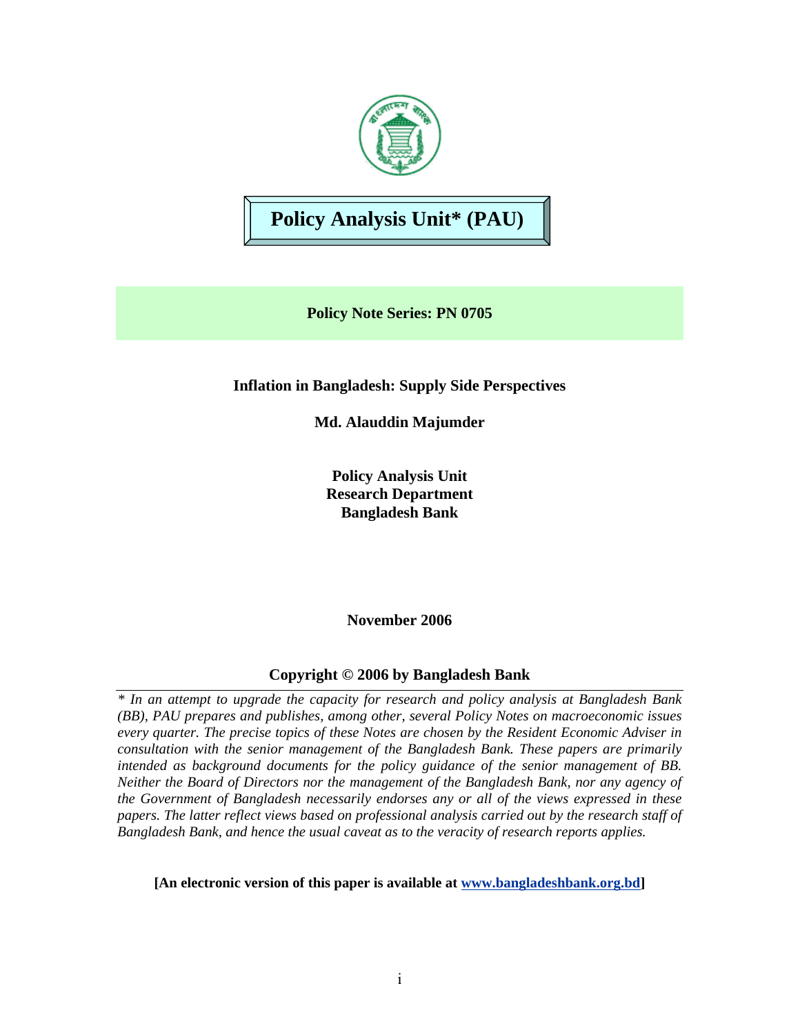# Policy Analysis Unit* (PAU)

**Policy Note Series: PN 0705**

**Inflation in Bangladesh: Supply Side Perspectives**

**Md. Alauddin Majumder**

**Policy Analysis Unit**
**Research Department**
**Bangladesh Bank**

**November 2006**

**Copyright © 2006 by Bangladesh Bank**

*\* In an attempt to upgrade the capacity for research and policy analysis at Bangladesh Bank (BB), PAU prepares and publishes, among other, several Policy Notes on macroeconomic issues every quarter. The precise topics of these Notes are chosen by the Resident Economic Adviser in consultation with the senior management of the Bangladesh Bank. These papers are primarily intended as background documents for the policy guidance of the senior management of BB. Neither the Board of Directors nor the management of the Bangladesh Bank, nor any agency of the Government of Bangladesh necessarily endorses any or all of the views expressed in these papers. The latter reflect views based on professional analysis carried out by the research staff of Bangladesh Bank, and hence the usual caveat as to the veracity of research reports applies.*

**[An electronic version of this paper is available at www.bangladeshbank.org.bd]**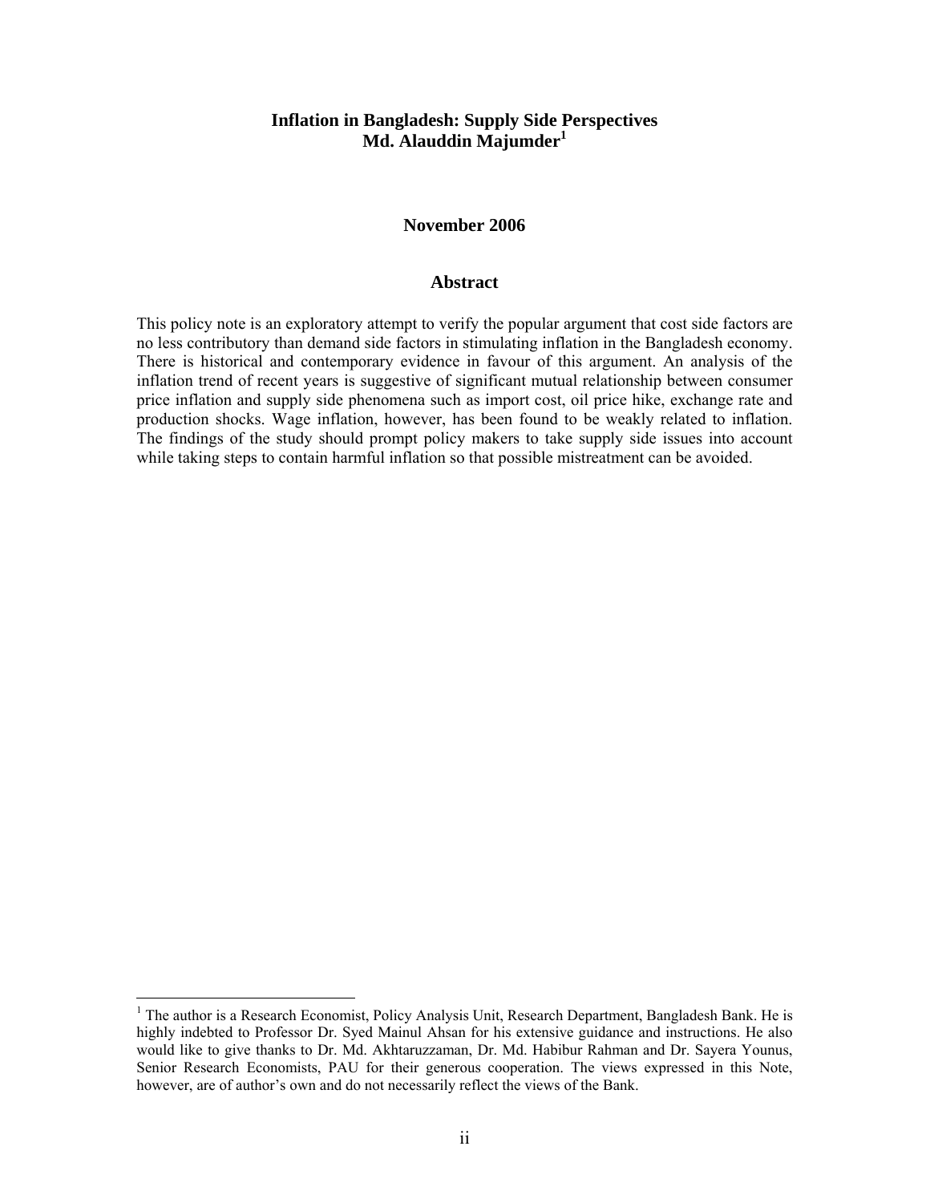# Inflation in Bangladesh: Supply Side Perspectives

**Md. Alauddin Majumder[1]**

**November 2006**

## Abstract

This policy note is an exploratory attempt to verify the popular argument that cost side factors are no less contributory than demand side factors in stimulating inflation in the Bangladesh economy. There is historical and contemporary evidence in favour of this argument. An analysis of the inflation trend of recent years is suggestive of significant mutual relationship between consumer price inflation and supply side phenomena such as import cost, oil price hike, exchange rate and production shocks. Wage inflation, however, has been found to be weakly related to inflation. The findings of the study should prompt policy makers to take supply side issues into account while taking steps to contain harmful inflation so that possible mistreatment can be avoided.

---

[1] The author is a Research Economist, Policy Analysis Unit, Research Department, Bangladesh Bank. He is highly indebted to Professor Dr. Syed Mainul Ahsan for his extensive guidance and instructions. He also would like to give thanks to Dr. Md. Akhtaruzzaman, Dr. Md. Habibur Rahman and Dr. Sayera Younus, Senior Research Economists, PAU for their generous cooperation. The views expressed in this Note, however, are of author's own and do not necessarily reflect the views of the Bank.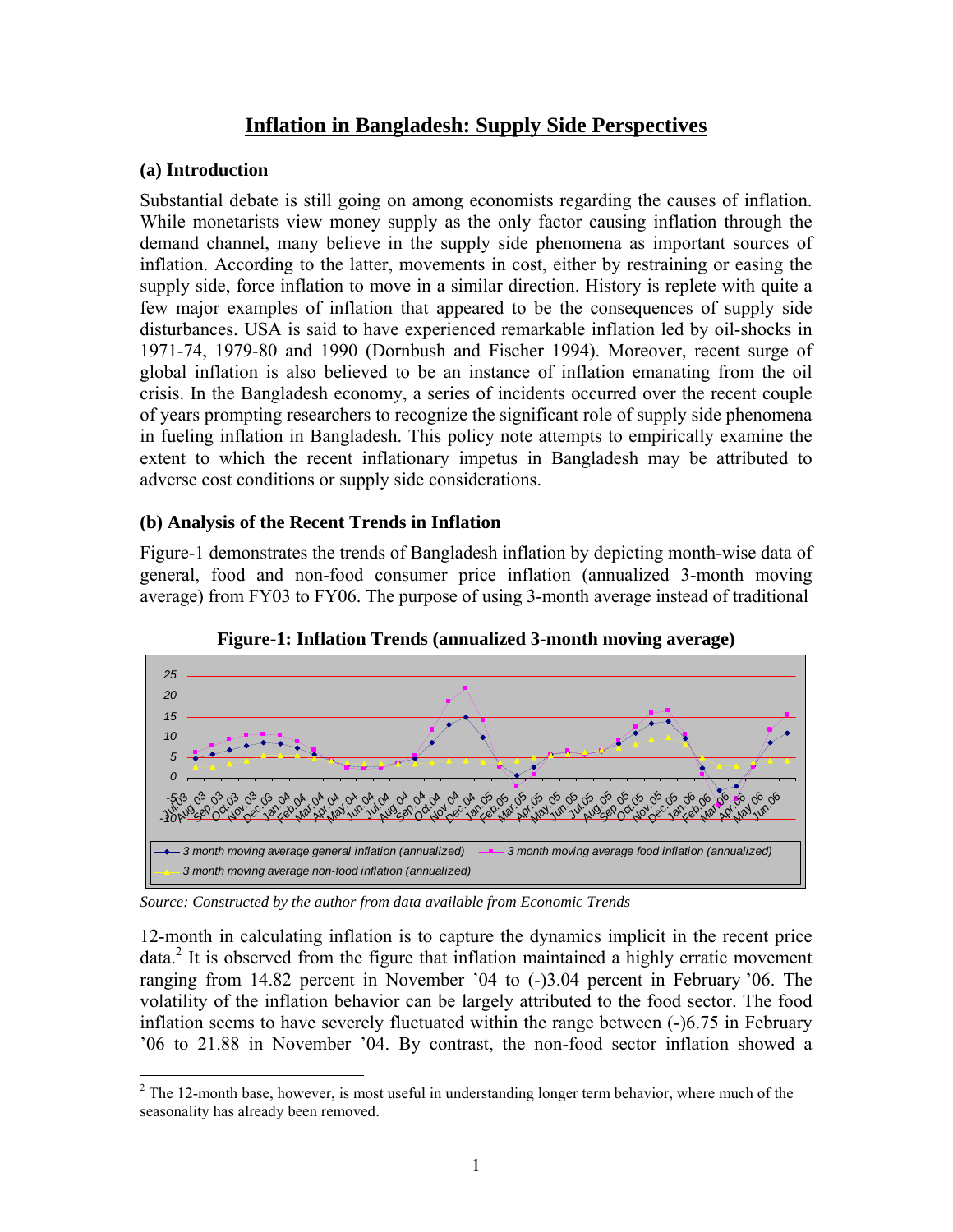# Inflation in Bangladesh: Supply Side Perspectives

## (a) Introduction

Substantial debate is still going on among economists regarding the causes of inflation. While monetarists view money supply as the only factor causing inflation through the demand channel, many believe in the supply side phenomena as important sources of inflation. According to the latter, movements in cost, either by restraining or easing the supply side, force inflation to move in a similar direction. History is replete with quite a few major examples of inflation that appeared to be the consequences of supply side disturbances. USA is said to have experienced remarkable inflation led by oil-shocks in 1971-74, 1979-80 and 1990 (Dornbush and Fischer 1994). Moreover, recent surge of global inflation is also believed to be an instance of inflation emanating from the oil crisis. In the Bangladesh economy, a series of incidents occurred over the recent couple of years prompting researchers to recognize the significant role of supply side phenomena in fueling inflation in Bangladesh. This policy note attempts to empirically examine the extent to which the recent inflationary impetus in Bangladesh may be attributed to adverse cost conditions or supply side considerations.

## (b) Analysis of the Recent Trends in Inflation

Figure-1 demonstrates the trends of Bangladesh inflation by depicting month-wise data of general, food and non-food consumer price inflation (annualized 3-month moving average) from FY03 to FY06. The purpose of using 3-month average instead of traditional 12-month in calculating inflation is to capture the dynamics implicit in the recent price data.[2] It is observed from the figure that inflation maintained a highly erratic movement ranging from 14.82 percent in November '04 to (-)3.04 percent in February '06. The volatility of the inflation behavior can be largely attributed to the food sector. The food inflation seems to have severely fluctuated within the range between (-)6.75 in February '06 to 21.88 in November '04. By contrast, the non-food sector inflation showed a

**Figure-1: Inflation Trends (annualized 3-month moving average)**

*Source: Constructed by the author from data available from Economic Trends*

[2] The 12-month base, however, is most useful in understanding longer term behavior, where much of the seasonality has already been removed.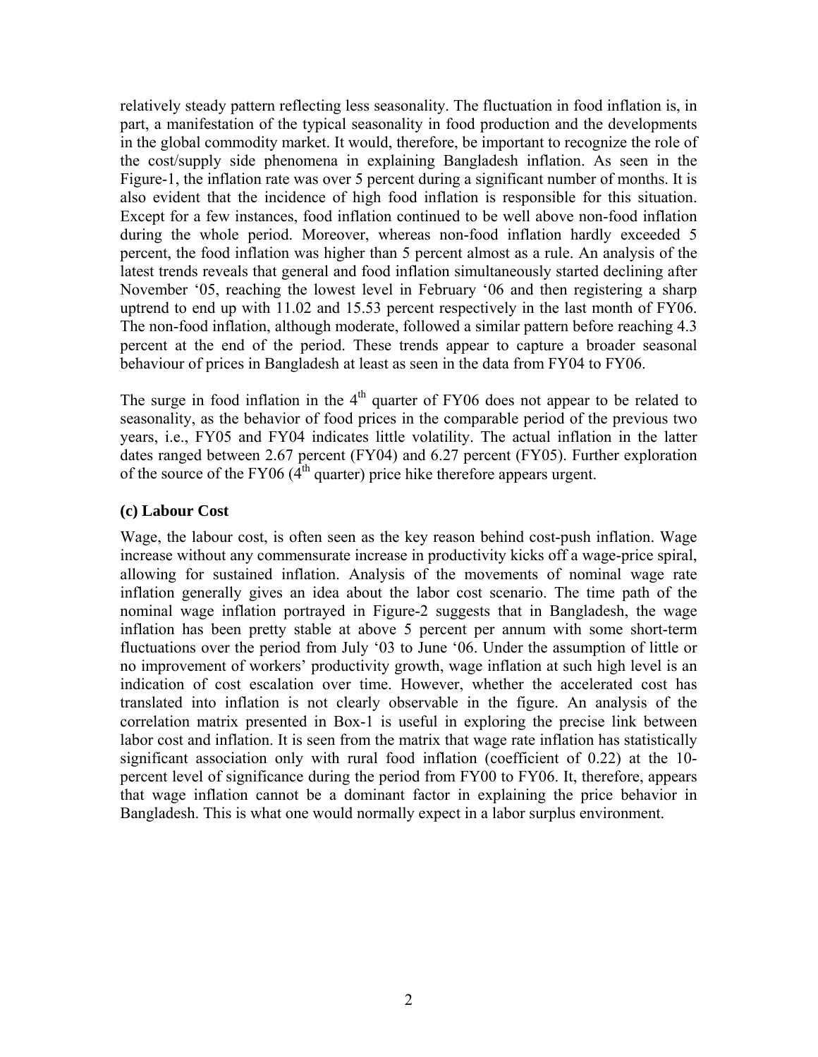relatively steady pattern reflecting less seasonality. The fluctuation in food inflation is, in part, a manifestation of the typical seasonality in food production and the developments in the global commodity market. It would, therefore, be important to recognize the role of the cost/supply side phenomena in explaining Bangladesh inflation. As seen in the Figure-1, the inflation rate was over 5 percent during a significant number of months. It is also evident that the incidence of high food inflation is responsible for this situation. Except for a few instances, food inflation continued to be well above non-food inflation during the whole period. Moreover, whereas non-food inflation hardly exceeded 5 percent, the food inflation was higher than 5 percent almost as a rule. An analysis of the latest trends reveals that general and food inflation simultaneously started declining after November '05, reaching the lowest level in February '06 and then registering a sharp uptrend to end up with 11.02 and 15.53 percent respectively in the last month of FY06. The non-food inflation, although moderate, followed a similar pattern before reaching 4.3 percent at the end of the period. These trends appear to capture a broader seasonal behaviour of prices in Bangladesh at least as seen in the data from FY04 to FY06.

The surge in food inflation in the 4th quarter of FY06 does not appear to be related to seasonality, as the behavior of food prices in the comparable period of the previous two years, i.e., FY05 and FY04 indicates little volatility. The actual inflation in the latter dates ranged between 2.67 percent (FY04) and 6.27 percent (FY05). Further exploration of the source of the FY06 (4th quarter) price hike therefore appears urgent.

### (c) Labour Cost

Wage, the labour cost, is often seen as the key reason behind cost-push inflation. Wage increase without any commensurate increase in productivity kicks off a wage-price spiral, allowing for sustained inflation. Analysis of the movements of nominal wage rate inflation generally gives an idea about the labor cost scenario. The time path of the nominal wage inflation portrayed in Figure-2 suggests that in Bangladesh, the wage inflation has been pretty stable at above 5 percent per annum with some short-term fluctuations over the period from July '03 to June '06. Under the assumption of little or no improvement of workers' productivity growth, wage inflation at such high level is an indication of cost escalation over time. However, whether the accelerated cost has translated into inflation is not clearly observable in the figure. An analysis of the correlation matrix presented in Box-1 is useful in exploring the precise link between labor cost and inflation. It is seen from the matrix that wage rate inflation has statistically significant association only with rural food inflation (coefficient of 0.22) at the 10-percent level of significance during the period from FY00 to FY06. It, therefore, appears that wage inflation cannot be a dominant factor in explaining the price behavior in Bangladesh. This is what one would normally expect in a labor surplus environment.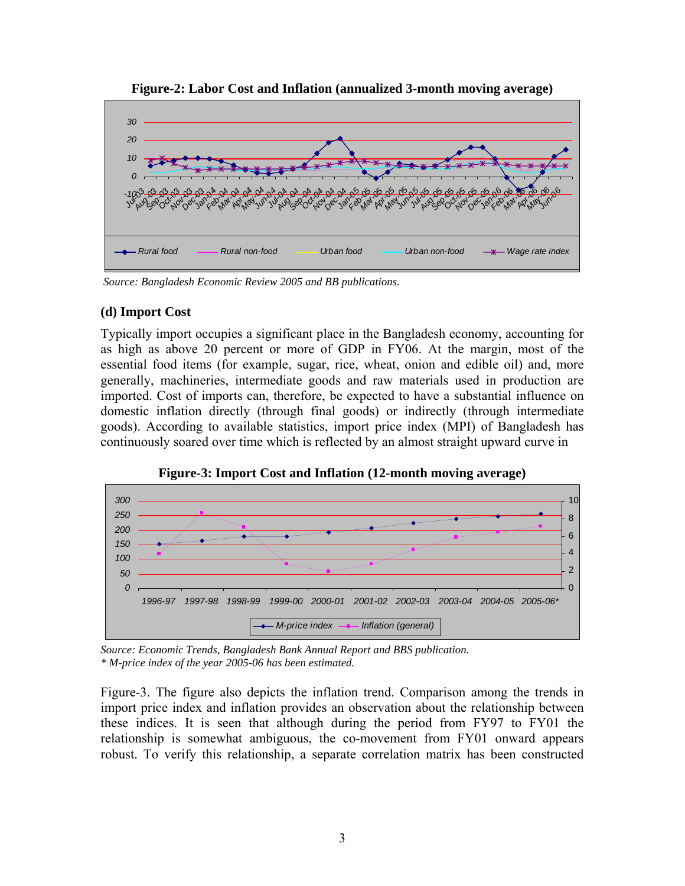**Figure-2: Labor Cost and Inflation (annualized 3-month moving average)**

*Source: Bangladesh Economic Review 2005 and BB publications.*

### (d) Import Cost

Typically import occupies a significant place in the Bangladesh economy, accounting for as high as above 20 percent or more of GDP in FY06. At the margin, most of the essential food items (for example, sugar, rice, wheat, onion and edible oil) and, more generally, machineries, intermediate goods and raw materials used in production are imported. Cost of imports can, therefore, be expected to have a substantial influence on domestic inflation directly (through final goods) or indirectly (through intermediate goods). According to available statistics, import price index (MPI) of Bangladesh has continuously soared over time which is reflected by an almost straight upward curve in

**Figure-3: Import Cost and Inflation (12-month moving average)**

*Source: Economic Trends, Bangladesh Bank Annual Report and BBS publication.*
*\* M-price index of the year 2005-06 has been estimated.*

Figure-3. The figure also depicts the inflation trend. Comparison among the trends in import price index and inflation provides an observation about the relationship between these indices. It is seen that although during the period from FY97 to FY01 the relationship is somewhat ambiguous, the co-movement from FY01 onward appears robust. To verify this relationship, a separate correlation matrix has been constructed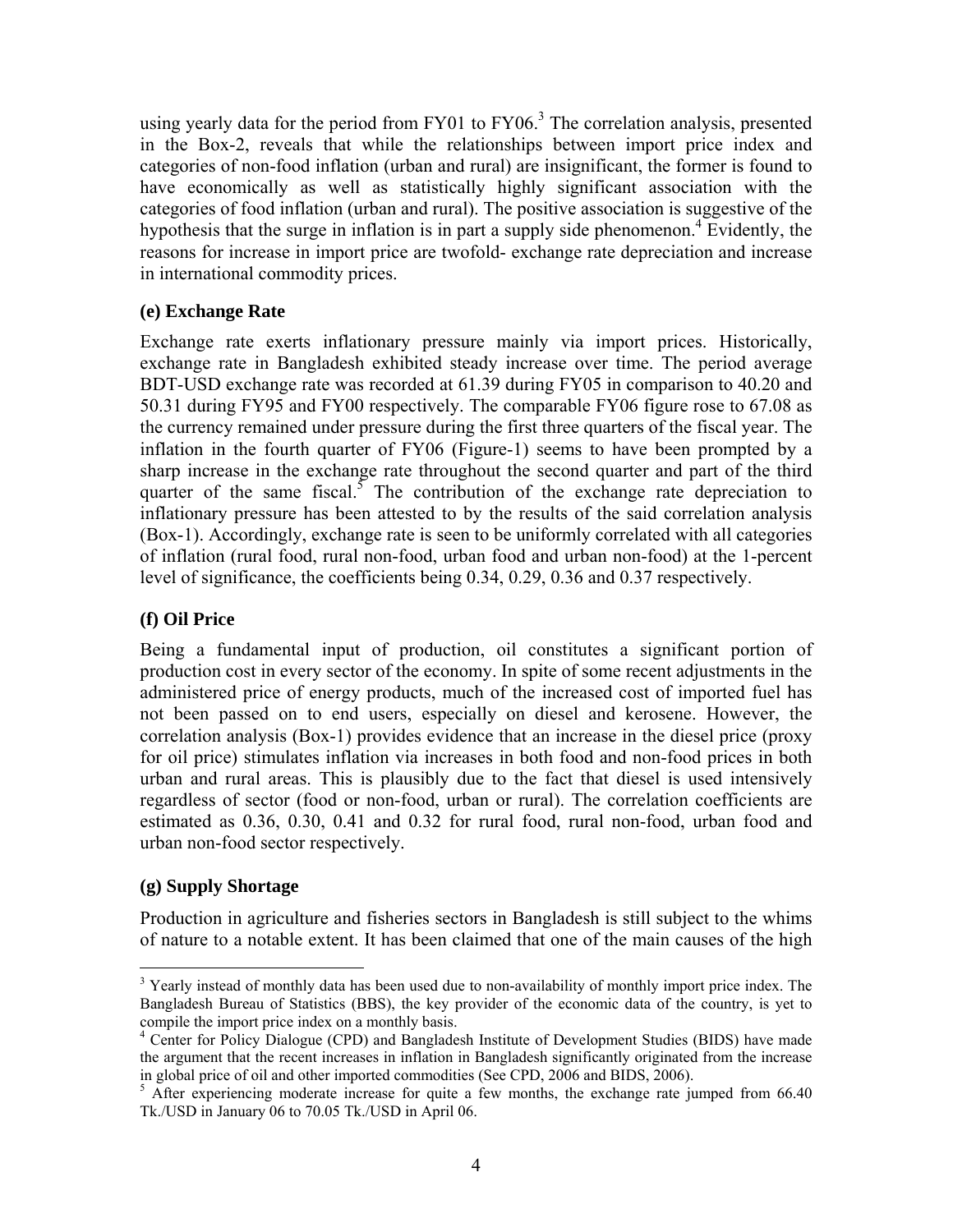using yearly data for the period from FY01 to FY06.[3] The correlation analysis, presented in the Box-2, reveals that while the relationships between import price index and categories of non-food inflation (urban and rural) are insignificant, the former is found to have economically as well as statistically highly significant association with the categories of food inflation (urban and rural). The positive association is suggestive of the hypothesis that the surge in inflation is in part a supply side phenomenon.[4] Evidently, the reasons for increase in import price are twofold- exchange rate depreciation and increase in international commodity prices.

### (e) Exchange Rate

Exchange rate exerts inflationary pressure mainly via import prices. Historically, exchange rate in Bangladesh exhibited steady increase over time. The period average BDT-USD exchange rate was recorded at 61.39 during FY05 in comparison to 40.20 and 50.31 during FY95 and FY00 respectively. The comparable FY06 figure rose to 67.08 as the currency remained under pressure during the first three quarters of the fiscal year. The inflation in the fourth quarter of FY06 (Figure-1) seems to have been prompted by a sharp increase in the exchange rate throughout the second quarter and part of the third quarter of the same fiscal.[5] The contribution of the exchange rate depreciation to inflationary pressure has been attested to by the results of the said correlation analysis (Box-1). Accordingly, exchange rate is seen to be uniformly correlated with all categories of inflation (rural food, rural non-food, urban food and urban non-food) at the 1-percent level of significance, the coefficients being 0.34, 0.29, 0.36 and 0.37 respectively.

### (f) Oil Price

Being a fundamental input of production, oil constitutes a significant portion of production cost in every sector of the economy. In spite of some recent adjustments in the administered price of energy products, much of the increased cost of imported fuel has not been passed on to end users, especially on diesel and kerosene. However, the correlation analysis (Box-1) provides evidence that an increase in the diesel price (proxy for oil price) stimulates inflation via increases in both food and non-food prices in both urban and rural areas. This is plausibly due to the fact that diesel is used intensively regardless of sector (food or non-food, urban or rural). The correlation coefficients are estimated as 0.36, 0.30, 0.41 and 0.32 for rural food, rural non-food, urban food and urban non-food sector respectively.

### (g) Supply Shortage

Production in agriculture and fisheries sectors in Bangladesh is still subject to the whims of nature to a notable extent. It has been claimed that one of the main causes of the high

---

[3] Yearly instead of monthly data has been used due to non-availability of monthly import price index. The Bangladesh Bureau of Statistics (BBS), the key provider of the economic data of the country, is yet to compile the import price index on a monthly basis.

[4] Center for Policy Dialogue (CPD) and Bangladesh Institute of Development Studies (BIDS) have made the argument that the recent increases in inflation in Bangladesh significantly originated from the increase in global price of oil and other imported commodities (See CPD, 2006 and BIDS, 2006).

[5] After experiencing moderate increase for quite a few months, the exchange rate jumped from 66.40 Tk./USD in January 06 to 70.05 Tk./USD in April 06.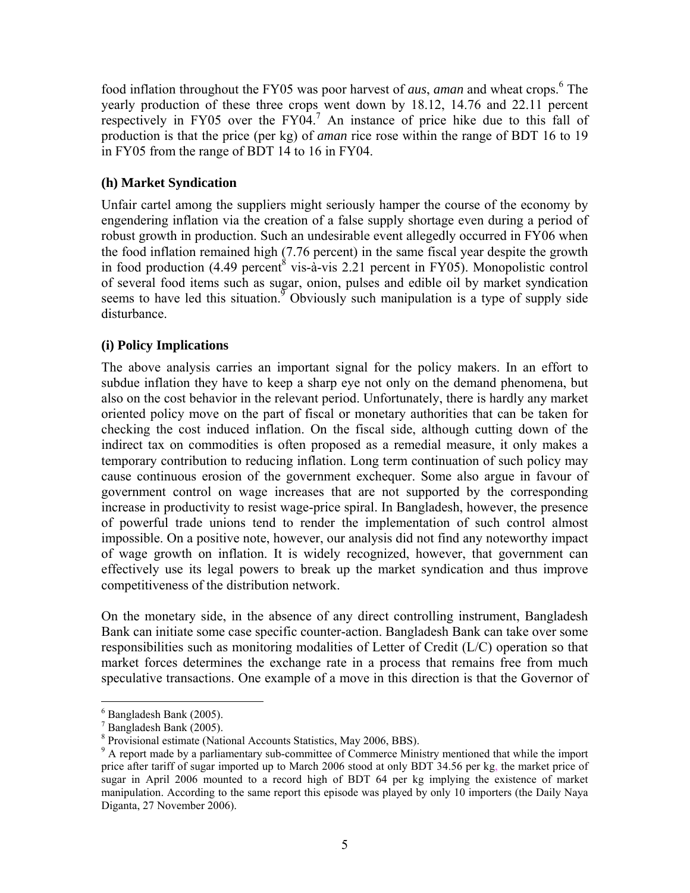food inflation throughout the FY05 was poor harvest of *aus*, *aman* and wheat crops.[6] The yearly production of these three crops went down by 18.12, 14.76 and 22.11 percent respectively in FY05 over the FY04.[7] An instance of price hike due to this fall of production is that the price (per kg) of *aman* rice rose within the range of BDT 16 to 19 in FY05 from the range of BDT 14 to 16 in FY04.

### (h) Market Syndication

Unfair cartel among the suppliers might seriously hamper the course of the economy by engendering inflation via the creation of a false supply shortage even during a period of robust growth in production. Such an undesirable event allegedly occurred in FY06 when the food inflation remained high (7.76 percent) in the same fiscal year despite the growth in food production (4.49 percent[8] vis-à-vis 2.21 percent in FY05). Monopolistic control of several food items such as sugar, onion, pulses and edible oil by market syndication seems to have led this situation.[9] Obviously such manipulation is a type of supply side disturbance.

### (i) Policy Implications

The above analysis carries an important signal for the policy makers. In an effort to subdue inflation they have to keep a sharp eye not only on the demand phenomena, but also on the cost behavior in the relevant period. Unfortunately, there is hardly any market oriented policy move on the part of fiscal or monetary authorities that can be taken for checking the cost induced inflation. On the fiscal side, although cutting down of the indirect tax on commodities is often proposed as a remedial measure, it only makes a temporary contribution to reducing inflation. Long term continuation of such policy may cause continuous erosion of the government exchequer. Some also argue in favour of government control on wage increases that are not supported by the corresponding increase in productivity to resist wage-price spiral. In Bangladesh, however, the presence of powerful trade unions tend to render the implementation of such control almost impossible. On a positive note, however, our analysis did not find any noteworthy impact of wage growth on inflation. It is widely recognized, however, that government can effectively use its legal powers to break up the market syndication and thus improve competitiveness of the distribution network.

On the monetary side, in the absence of any direct controlling instrument, Bangladesh Bank can initiate some case specific counter-action. Bangladesh Bank can take over some responsibilities such as monitoring modalities of Letter of Credit (L/C) operation so that market forces determines the exchange rate in a process that remains free from much speculative transactions. One example of a move in this direction is that the Governor of

---

[6] Bangladesh Bank (2005).

[7] Bangladesh Bank (2005).

[8] Provisional estimate (National Accounts Statistics, May 2006, BBS).

[9] A report made by a parliamentary sub-committee of Commerce Ministry mentioned that while the import price after tariff of sugar imported up to March 2006 stood at only BDT 34.56 per kg, the market price of sugar in April 2006 mounted to a record high of BDT 64 per kg implying the existence of market manipulation. According to the same report this episode was played by only 10 importers (the Daily Naya Diganta, 27 November 2006).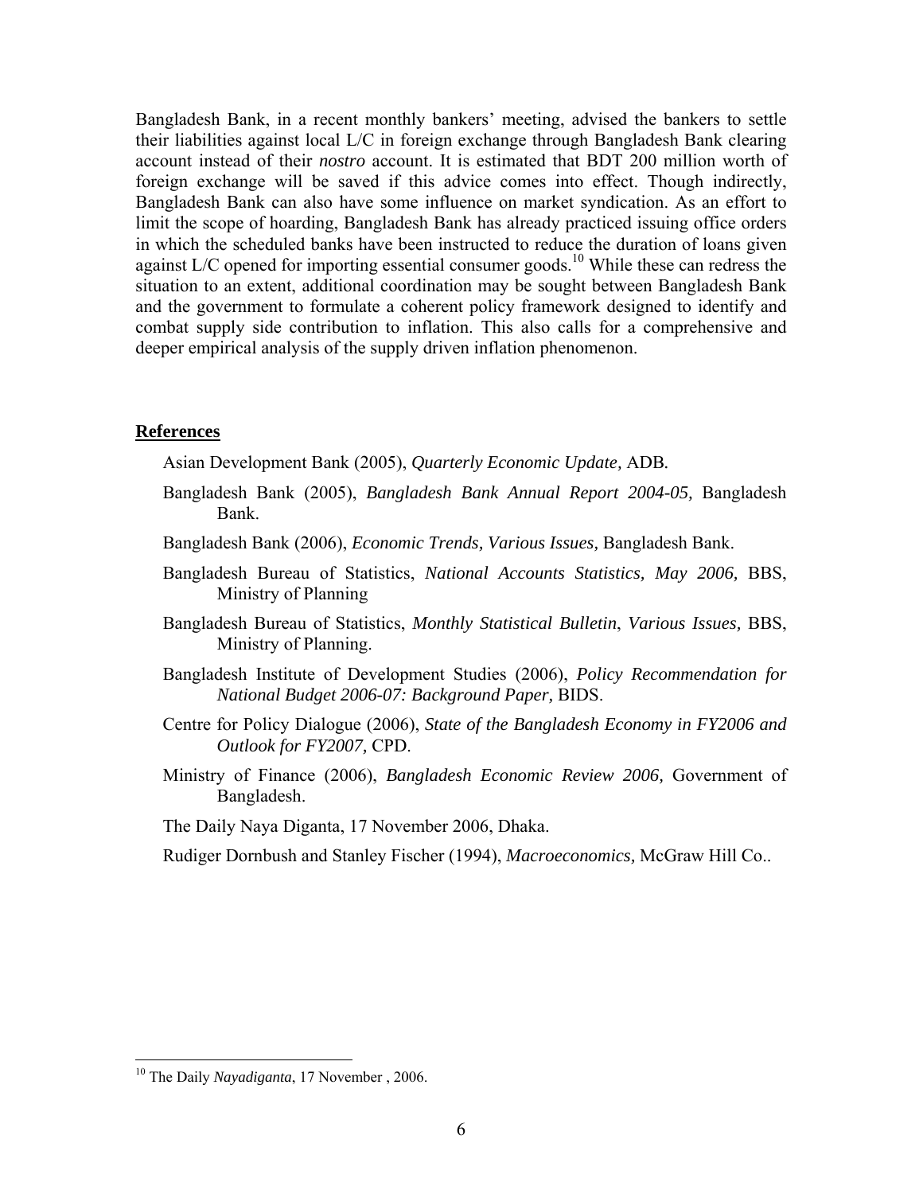Bangladesh Bank, in a recent monthly bankers' meeting, advised the bankers to settle their liabilities against local L/C in foreign exchange through Bangladesh Bank clearing account instead of their *nostro* account. It is estimated that BDT 200 million worth of foreign exchange will be saved if this advice comes into effect. Though indirectly, Bangladesh Bank can also have some influence on market syndication. As an effort to limit the scope of hoarding, Bangladesh Bank has already practiced issuing office orders in which the scheduled banks have been instructed to reduce the duration of loans given against L/C opened for importing essential consumer goods.[10] While these can redress the situation to an extent, additional coordination may be sought between Bangladesh Bank and the government to formulate a coherent policy framework designed to identify and combat supply side contribution to inflation. This also calls for a comprehensive and deeper empirical analysis of the supply driven inflation phenomenon.

## References

Asian Development Bank (2005), *Quarterly Economic Update,* ADB.

Bangladesh Bank (2005), *Bangladesh Bank Annual Report 2004-05,* Bangladesh Bank.

Bangladesh Bank (2006), *Economic Trends, Various Issues,* Bangladesh Bank.

Bangladesh Bureau of Statistics, *National Accounts Statistics, May 2006,* BBS, Ministry of Planning

Bangladesh Bureau of Statistics, *Monthly Statistical Bulletin*, *Various Issues,* BBS, Ministry of Planning.

Bangladesh Institute of Development Studies (2006), *Policy Recommendation for National Budget 2006-07: Background Paper,* BIDS.

Centre for Policy Dialogue (2006), *State of the Bangladesh Economy in FY2006 and Outlook for FY2007,* CPD.

Ministry of Finance (2006), *Bangladesh Economic Review 2006,* Government of Bangladesh.

The Daily Naya Diganta, 17 November 2006, Dhaka.

Rudiger Dornbush and Stanley Fischer (1994), *Macroeconomics,* McGraw Hill Co..

---

[10] The Daily *Nayadiganta*, 17 November , 2006.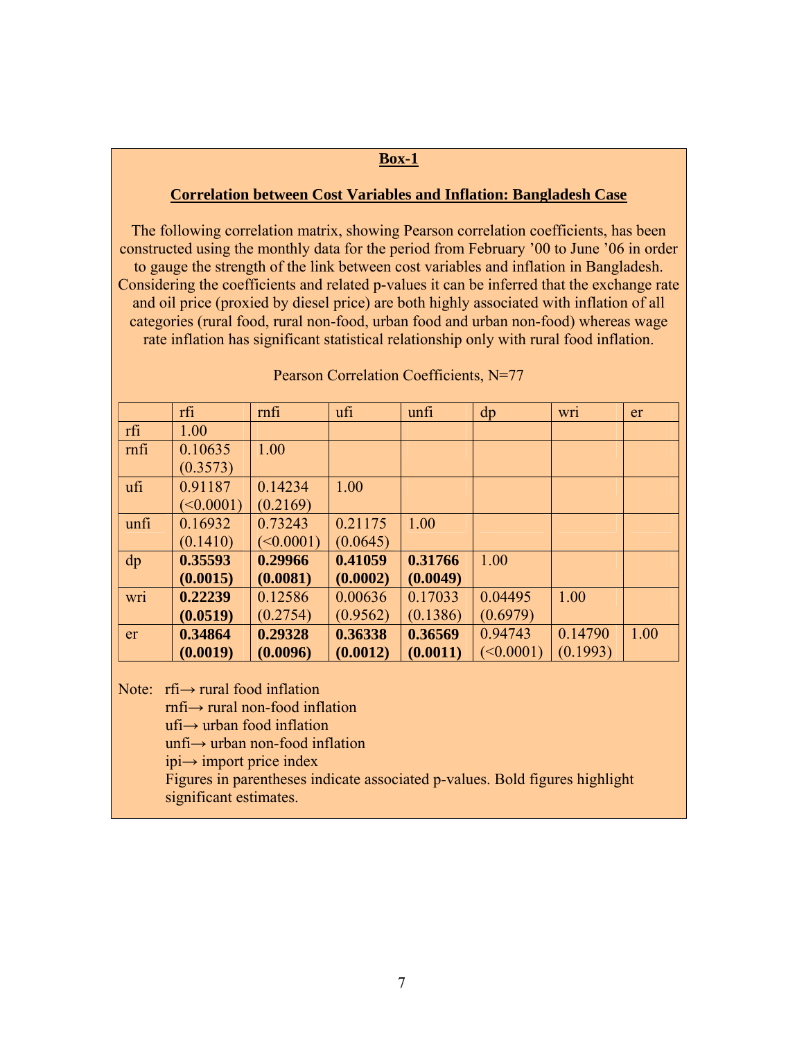**Box-1**

**Correlation between Cost Variables and Inflation: Bangladesh Case**

The following correlation matrix, showing Pearson correlation coefficients, has been constructed using the monthly data for the period from February ’00 to June ’06 in order to gauge the strength of the link between cost variables and inflation in Bangladesh. Considering the coefficients and related p-values it can be inferred that the exchange rate and oil price (proxied by diesel price) are both highly associated with inflation of all categories (rural food, rural non-food, urban food and urban non-food) whereas wage rate inflation has significant statistical relationship only with rural food inflation.

Pearson Correlation Coefficients, N=77

| | rfi | rnfi | ufi | unfi | dp | wri | er |
|---|---|---|---|---|---|---|---|
| rfi | 1.00 | | | | | | |
| rnfi | 0.10635 (0.3573) | 1.00 | | | | | |
| ufi | 0.91187 (<0.0001) | 0.14234 (0.2169) | 1.00 | | | | |
| unfi | 0.16932 (0.1410) | 0.73243 (<0.0001) | 0.21175 (0.0645) | 1.00 | | | |
| dp | **0.35593 (0.0015)** | **0.29966 (0.0081)** | **0.41059 (0.0002)** | **0.31766 (0.0049)** | 1.00 | | |
| wri | **0.22239 (0.0519)** | 0.12586 (0.2754) | 0.00636 (0.9562) | 0.17033 (0.1386) | 0.04495 (0.6979) | 1.00 | |
| er | **0.34864 (0.0019)** | **0.29328 (0.0096)** | **0.36338 (0.0012)** | **0.36569 (0.0011)** | 0.94743 (<0.0001) | 0.14790 (0.1993) | 1.00 |

Note: rfi→ rural food inflation
rnfi→ rural non-food inflation
ufi→ urban food inflation
unfi→ urban non-food inflation
ipi→ import price index
Figures in parentheses indicate associated p-values. Bold figures highlight significant estimates.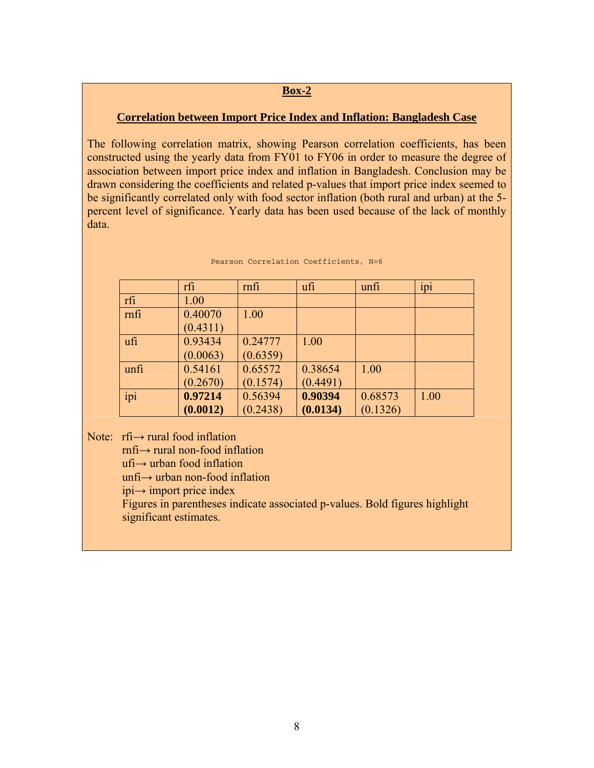**Box-2**

**Correlation between Import Price Index and Inflation: Bangladesh Case**

The following correlation matrix, showing Pearson correlation coefficients, has been constructed using the yearly data from FY01 to FY06 in order to measure the degree of association between import price index and inflation in Bangladesh. Conclusion may be drawn considering the coefficients and related p-values that import price index seemed to be significantly correlated only with food sector inflation (both rural and urban) at the 5-percent level of significance. Yearly data has been used because of the lack of monthly data.

Pearson Correlation Coefficients, N=6

| | rfi | rnfi | ufi | unfi | ipi |
|---|---|---|---|---|---|
| rfi | 1.00 | | | | |
| rnfi | 0.40070 (0.4311) | 1.00 | | | |
| ufi | 0.93434 (0.0063) | 0.24777 (0.6359) | 1.00 | | |
| unfi | 0.54161 (0.2670) | 0.65572 (0.1574) | 0.38654 (0.4491) | 1.00 | |
| ipi | **0.97214 (0.0012)** | 0.56394 (0.2438) | **0.90394 (0.0134)** | 0.68573 (0.1326) | 1.00 |

Note: rfi→ rural food inflation
rnfi→ rural non-food inflation
ufi→ urban food inflation
unfi→ urban non-food inflation
ipi→ import price index
Figures in parentheses indicate associated p-values. Bold figures highlight significant estimates.